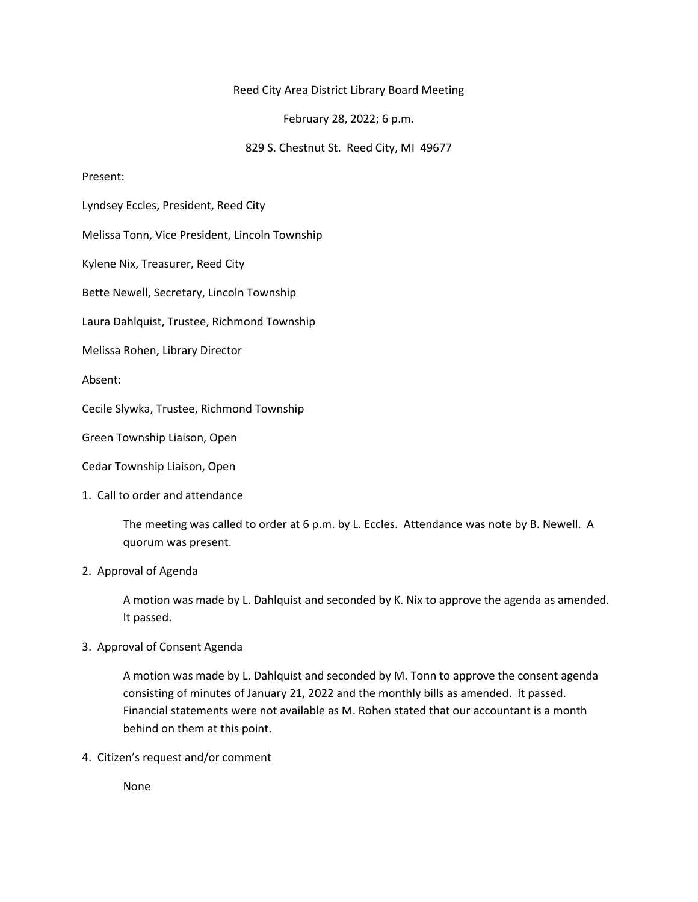# Reed City Area District Library Board Meeting

February 28, 2022; 6 p.m.

829 S. Chestnut St. Reed City, MI 49677

Present:

Lyndsey Eccles, President, Reed City

Melissa Tonn, Vice President, Lincoln Township

Kylene Nix, Treasurer, Reed City

Bette Newell, Secretary, Lincoln Township

Laura Dahlquist, Trustee, Richmond Township

Melissa Rohen, Library Director

Absent:

Cecile Slywka, Trustee, Richmond Township

Green Township Liaison, Open

Cedar Township Liaison, Open

1. Call to order and attendance

   The meeting was called to order at 6 p.m. by L. Eccles. Attendance was note by B. Newell. A quorum was present.

2. Approval of Agenda

   A motion was made by L. Dahlquist and seconded by K. Nix to approve the agenda as amended. It passed.

3. Approval of Consent Agenda

   A motion was made by L. Dahlquist and seconded by M. Tonn to approve the consent agenda consisting of minutes of January 21, 2022 and the monthly bills as amended. It passed. Financial statements were not available as M. Rohen stated that our accountant is a month behind on them at this point.

4. Citizen's request and/or comment

   None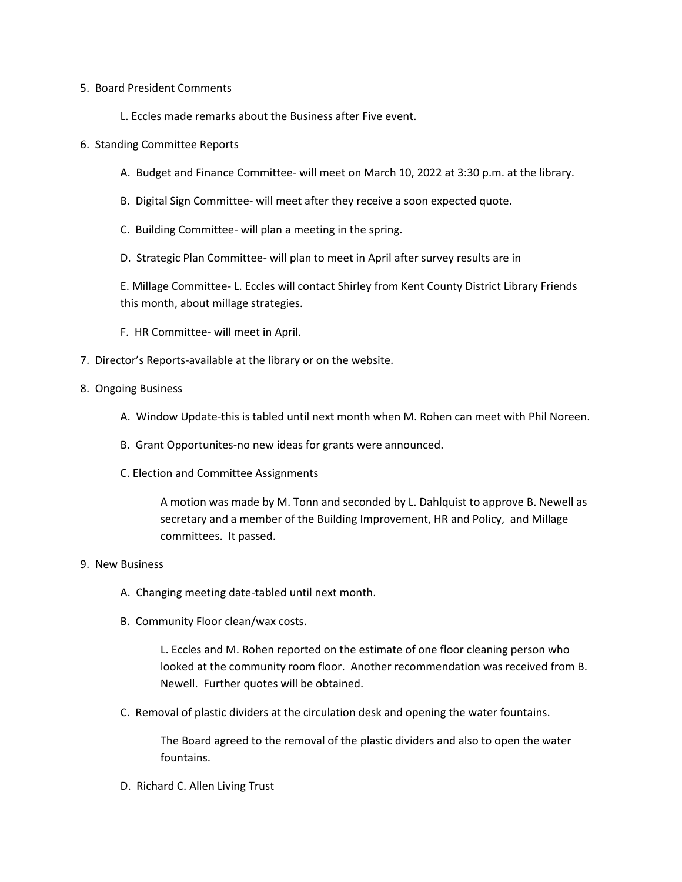5. Board President Comments

    L. Eccles made remarks about the Business after Five event.

6. Standing Committee Reports

    A. Budget and Finance Committee- will meet on March 10, 2022 at 3:30 p.m. at the library.

    B. Digital Sign Committee- will meet after they receive a soon expected quote.

    C. Building Committee- will plan a meeting in the spring.

    D. Strategic Plan Committee- will plan to meet in April after survey results are in

    E. Millage Committee- L. Eccles will contact Shirley from Kent County District Library Friends this month, about millage strategies.

    F. HR Committee- will meet in April.

7. Director's Reports-available at the library or on the website.

8. Ongoing Business

    A. Window Update-this is tabled until next month when M. Rohen can meet with Phil Noreen.

    B. Grant Opportunites-no new ideas for grants were announced.

    C. Election and Committee Assignments

        A motion was made by M. Tonn and seconded by L. Dahlquist to approve B. Newell as secretary and a member of the Building Improvement, HR and Policy, and Millage committees. It passed.

9. New Business

    A. Changing meeting date-tabled until next month.

    B. Community Floor clean/wax costs.

        L. Eccles and M. Rohen reported on the estimate of one floor cleaning person who looked at the community room floor. Another recommendation was received from B. Newell. Further quotes will be obtained.

    C. Removal of plastic dividers at the circulation desk and opening the water fountains.

        The Board agreed to the removal of the plastic dividers and also to open the water fountains.

    D. Richard C. Allen Living Trust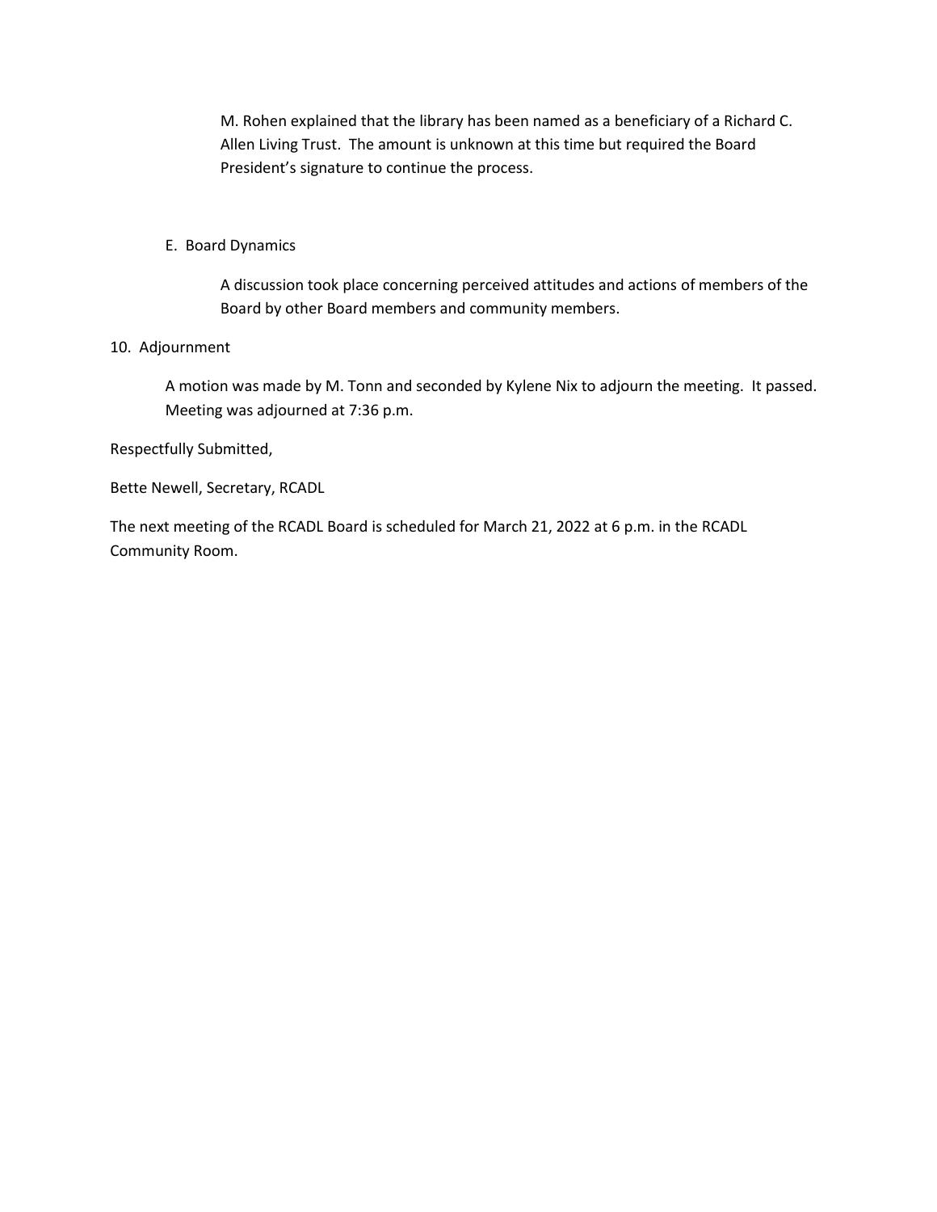M. Rohen explained that the library has been named as a beneficiary of a Richard C. Allen Living Trust. The amount is unknown at this time but required the Board President's signature to continue the process.

E. Board Dynamics

A discussion took place concerning perceived attitudes and actions of members of the Board by other Board members and community members.

10. Adjournment

A motion was made by M. Tonn and seconded by Kylene Nix to adjourn the meeting. It passed. Meeting was adjourned at 7:36 p.m.

Respectfully Submitted,

Bette Newell, Secretary, RCADL

The next meeting of the RCADL Board is scheduled for March 21, 2022 at 6 p.m. in the RCADL Community Room.